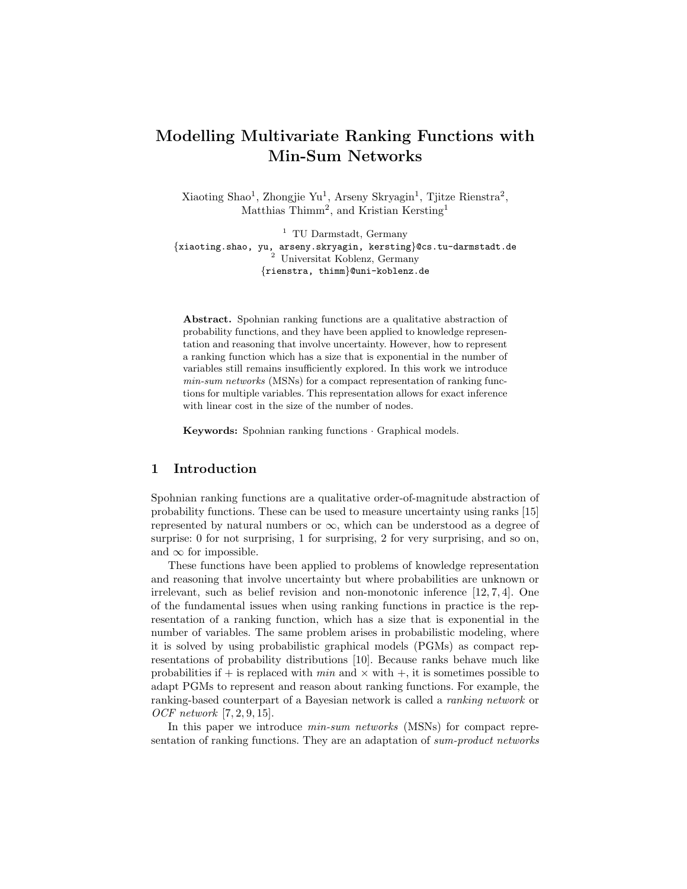# Modelling Multivariate Ranking Functions with Min-Sum Networks

Xiaoting Shao[1], Zhongjie Yu[1], Arseny Skryagin[1], Tjitze Rienstra[2], Matthias Thimm[2], and Kristian Kersting[1]

[1] TU Darmstadt, Germany
{xiaoting.shao, yu, arseny.skryagin, kersting}@cs.tu-darmstadt.de
[2] Universitat Koblenz, Germany
{rienstra, thimm}@uni-koblenz.de

**Abstract.** Spohnian ranking functions are a qualitative abstraction of probability functions, and they have been applied to knowledge representation and reasoning that involve uncertainty. However, how to represent a ranking function which has a size that is exponential in the number of variables still remains insufficiently explored. In this work we introduce *min-sum networks* (MSNs) for a compact representation of ranking functions for multiple variables. This representation allows for exact inference with linear cost in the size of the number of nodes.

**Keywords:** Spohnian ranking functions · Graphical models.

## 1 Introduction

Spohnian ranking functions are a qualitative order-of-magnitude abstraction of probability functions. These can be used to measure uncertainty using ranks [15] represented by natural numbers or $\infty$, which can be understood as a degree of surprise: 0 for not surprising, 1 for surprising, 2 for very surprising, and so on, and $\infty$ for impossible.

These functions have been applied to problems of knowledge representation and reasoning that involve uncertainty but where probabilities are unknown or irrelevant, such as belief revision and non-monotonic inference [12, 7, 4]. One of the fundamental issues when using ranking functions in practice is the representation of a ranking function, which has a size that is exponential in the number of variables. The same problem arises in probabilistic modeling, where it is solved by using probabilistic graphical models (PGMs) as compact representations of probability distributions [10]. Because ranks behave much like probabilities if $+$ is replaced with *min* and $\times$ with $+$, it is sometimes possible to adapt PGMs to represent and reason about ranking functions. For example, the ranking-based counterpart of a Bayesian network is called a *ranking network* or *OCF network* [7, 2, 9, 15].

In this paper we introduce *min-sum networks* (MSNs) for compact representation of ranking functions. They are an adaptation of *sum-product networks*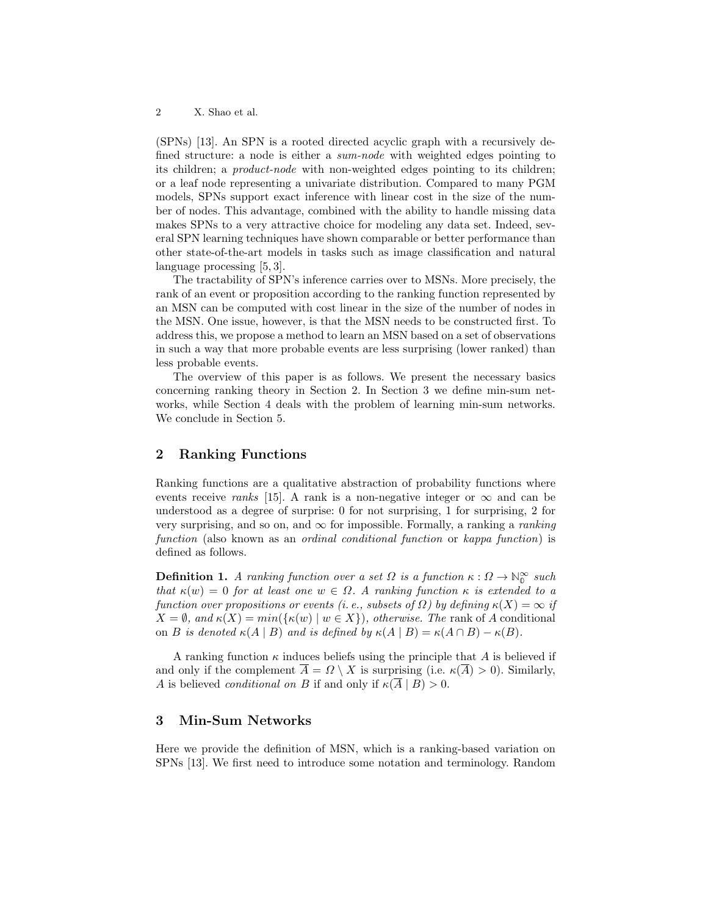(SPNs) [13]. An SPN is a rooted directed acyclic graph with a recursively defined structure: a node is either a *sum-node* with weighted edges pointing to its children; a *product-node* with non-weighted edges pointing to its children; or a leaf node representing a univariate distribution. Compared to many PGM models, SPNs support exact inference with linear cost in the size of the number of nodes. This advantage, combined with the ability to handle missing data makes SPNs to a very attractive choice for modeling any data set. Indeed, several SPN learning techniques have shown comparable or better performance than other state-of-the-art models in tasks such as image classification and natural language processing [5, 3].

The tractability of SPN's inference carries over to MSNs. More precisely, the rank of an event or proposition according to the ranking function represented by an MSN can be computed with cost linear in the size of the number of nodes in the MSN. One issue, however, is that the MSN needs to be constructed first. To address this, we propose a method to learn an MSN based on a set of observations in such a way that more probable events are less surprising (lower ranked) than less probable events.

The overview of this paper is as follows. We present the necessary basics concerning ranking theory in Section 2. In Section 3 we define min-sum networks, while Section 4 deals with the problem of learning min-sum networks. We conclude in Section 5.

## 2 Ranking Functions

Ranking functions are a qualitative abstraction of probability functions where events receive *ranks* [15]. A rank is a non-negative integer or $\infty$ and can be understood as a degree of surprise: 0 for not surprising, 1 for surprising, 2 for very surprising, and so on, and $\infty$ for impossible. Formally, a ranking a *ranking function* (also known as an *ordinal conditional function* or *kappa function*) is defined as follows.

**Definition 1.** *A ranking function over a set $\Omega$ is a function $\kappa : \Omega \to \mathbb{N}_0^\infty$ such that $\kappa(w) = 0$ for at least one $w \in \Omega$. A ranking function $\kappa$ is extended to a function over propositions or events (i. e., subsets of $\Omega$) by defining $\kappa(X) = \infty$ if $X = \emptyset$, and $\kappa(X) = min(\{\kappa(w) \mid w \in X\})$, otherwise. The* rank of $A$ conditional on $B$ *is denoted $\kappa(A \mid B)$ and is defined by $\kappa(A \mid B) = \kappa(A \cap B) - \kappa(B)$.*

A ranking function $\kappa$ induces beliefs using the principle that $A$ is believed if and only if the complement $\overline{A} = \Omega \setminus X$ is surprising (i.e. $\kappa(\overline{A}) > 0$). Similarly, $A$ is believed *conditional on* $B$ if and only if $\kappa(\overline{A} \mid B) > 0$.

## 3 Min-Sum Networks

Here we provide the definition of MSN, which is a ranking-based variation on SPNs [13]. We first need to introduce some notation and terminology. Random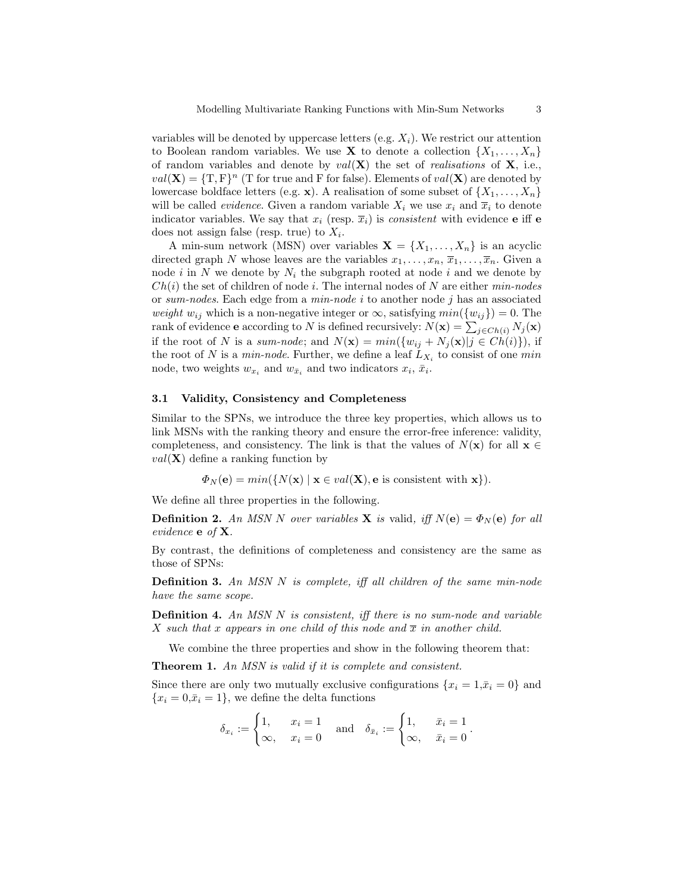variables will be denoted by uppercase letters (e.g. $X_i$). We restrict our attention to Boolean random variables. We use $\mathbf{X}$ to denote a collection $\{X_1, \ldots, X_n\}$ of random variables and denote by $val(\mathbf{X})$ the set of *realisations* of $\mathbf{X}$, i.e., $val(\mathbf{X}) = \{\mathrm{T}, \mathrm{F}\}^n$ (T for true and F for false). Elements of $val(\mathbf{X})$ are denoted by lowercase boldface letters (e.g. $\mathbf{x}$). A realisation of some subset of $\{X_1, \ldots, X_n\}$ will be called *evidence*. Given a random variable $X_i$ we use $x_i$ and $\overline{x}_i$ to denote indicator variables. We say that $x_i$ (resp. $\overline{x}_i$) is *consistent* with evidence $\mathbf{e}$ iff $\mathbf{e}$ does not assign false (resp. true) to $X_i$.

A min-sum network (MSN) over variables $\mathbf{X} = \{X_1, \ldots, X_n\}$ is an acyclic directed graph $N$ whose leaves are the variables $x_1, \ldots, x_n, \overline{x}_1, \ldots, \overline{x}_n$. Given a node $i$ in $N$ we denote by $N_i$ the subgraph rooted at node $i$ and we denote by $Ch(i)$ the set of children of node $i$. The internal nodes of $N$ are either *min-nodes* or *sum-nodes*. Each edge from a *min-node* $i$ to another node $j$ has an associated *weight* $w_{ij}$ which is a non-negative integer or $\infty$, satisfying $min(\{w_{ij}\}) = 0$. The rank of evidence $\mathbf{e}$ according to $N$ is defined recursively: $N(\mathbf{x}) = \sum_{j \in Ch(i)} N_j(\mathbf{x})$ if the root of $N$ is a *sum-node*; and $N(\mathbf{x}) = min(\{w_{ij} + N_j(\mathbf{x}) | j \in Ch(i)\})$, if the root of $N$ is a *min-node*. Further, we define a leaf $L_{X_i}$ to consist of one *min* node, two weights $w_{x_i}$ and $w_{\bar{x}_i}$ and two indicators $x_i$, $\bar{x}_i$.

### 3.1 Validity, Consistency and Completeness

Similar to the SPNs, we introduce the three key properties, which allows us to link MSNs with the ranking theory and ensure the error-free inference: validity, completeness, and consistency. The link is that the values of $N(\mathbf{x})$ for all $\mathbf{x} \in val(\mathbf{X})$ define a ranking function by

$$\Phi_N(\mathbf{e}) = min(\{N(\mathbf{x}) \mid \mathbf{x} \in val(\mathbf{X}), \mathbf{e} \text{ is consistent with } \mathbf{x}\}).$$

We define all three properties in the following.

**Definition 2.** *An MSN $N$ over variables $\mathbf{X}$ is* valid*, iff $N(\mathbf{e}) = \Phi_N(\mathbf{e})$ for all evidence $\mathbf{e}$ of $\mathbf{X}$.*

By contrast, the definitions of completeness and consistency are the same as those of SPNs:

**Definition 3.** *An MSN $N$ is complete, iff all children of the same min-node have the same scope.*

**Definition 4.** *An MSN $N$ is consistent, iff there is no sum-node and variable $X$ such that $x$ appears in one child of this node and $\overline{x}$ in another child.*

We combine the three properties and show in the following theorem that:

**Theorem 1.** *An MSN is valid if it is complete and consistent.*

Since there are only two mutually exclusive configurations $\{x_i = 1, \bar{x}_i = 0\}$ and $\{x_i = 0, \bar{x}_i = 1\}$, we define the delta functions

$$\delta_{x_i} := \begin{cases} 1, & x_i = 1 \\ \infty, & x_i = 0 \end{cases} \quad \text{and} \quad \delta_{\bar{x}_i} := \begin{cases} 1, & \bar{x}_i = 1 \\ \infty, & \bar{x}_i = 0 \end{cases}.$$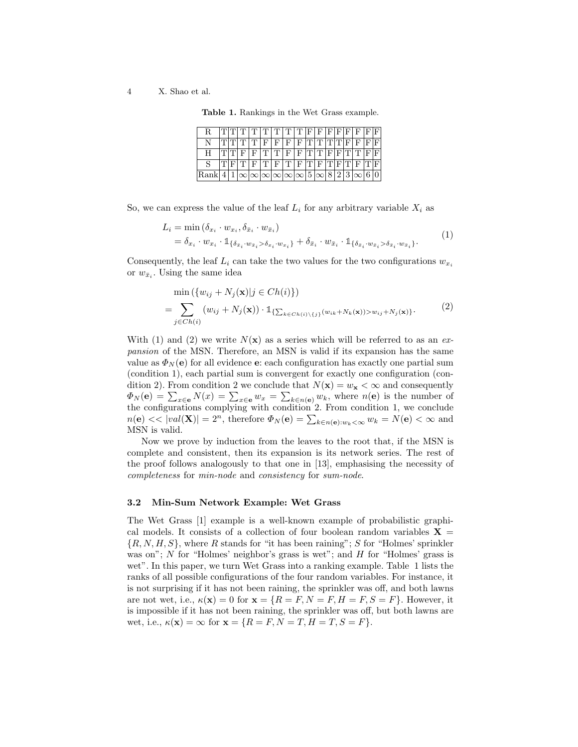**Table 1.** Rankings in the Wet Grass example.

| R | T | T | T | T | T | T | T | T | F | F | F | F | F | F | F | F |
|---|---|---|---|---|---|---|---|---|---|---|---|---|---|---|---|---|
| N | T | T | T | T | F | F | F | F | T | T | T | T | F | F | F | F |
| H | T | T | F | F | T | T | F | F | T | T | F | F | T | T | F | F |
| S | T | F | T | F | T | F | T | F | T | F | T | F | T | F | T | F |
| Rank | 4 | 1 | $\infty$ | $\infty$ | $\infty$ | $\infty$ | $\infty$ | $\infty$ | 5 | $\infty$ | 8 | 2 | 3 | $\infty$ | 6 | 0 |

So, we can express the value of the leaf $L_i$ for any arbitrary variable $X_i$ as

$$
\begin{aligned}
L_i &= \min\left(\delta_{x_i} \cdot w_{x_i}, \delta_{\bar{x}_i} \cdot w_{\bar{x}_i}\right) \\
&= \delta_{x_i} \cdot w_{x_i} \cdot \mathbb{1}_{\{\delta_{\bar{x}_i} \cdot w_{\bar{x}_i} > \delta_{x_i} \cdot w_{x_i}\}} + \delta_{\bar{x}_i} \cdot w_{\bar{x}_i} \cdot \mathbb{1}_{\{\delta_{\bar{x}_i} \cdot w_{\bar{x}_i} > \delta_{\bar{x}_i} \cdot w_{\bar{x}_i}\}}.
\end{aligned}
\tag{1}
$$

Consequently, the leaf $L_i$ can take the two values for the two configurations $w_{x_i}$ or $w_{\bar{x}_i}$. Using the same idea

$$
\begin{aligned}
&\min\left(\{w_{ij} + N_j(\mathbf{x}) | j \in Ch(i)\}\right) \\
= &\sum_{j \in Ch(i)} (w_{ij} + N_j(\mathbf{x})) \cdot \mathbb{1}_{\{\sum_{k \in Ch(i) \setminus \{j\}} (w_{ik} + N_k(\mathbf{x})) > w_{ij} + N_j(\mathbf{x})\}}.
\end{aligned}
\tag{2}
$$

With (1) and (2) we write $N(\mathbf{x})$ as a series which will be referred to as an *expansion* of the MSN. Therefore, an MSN is valid if its expansion has the same value as $\Phi_N(\mathbf{e})$ for all evidence $\mathbf{e}$: each configuration has exactly one partial sum (condition 1), each partial sum is convergent for exactly one configuration (condition 2). From condition 2 we conclude that $N(\mathbf{x}) = w_{\mathbf{x}} < \infty$ and consequently $\Phi_N(\mathbf{e}) = \sum_{x \in \mathbf{e}} N(x) = \sum_{x \in \mathbf{e}} w_x = \sum_{k \in n(\mathbf{e})} w_k$, where $n(\mathbf{e})$ is the number of the configurations complying with condition 2. From condition 1, we conclude $n(\mathbf{e}) << |val(\mathbf{X})| = 2^n$, therefore $\Phi_N(\mathbf{e}) = \sum_{k \in n(\mathbf{e}): w_k < \infty} w_k = N(\mathbf{e}) < \infty$ and MSN is valid.

Now we prove by induction from the leaves to the root that, if the MSN is complete and consistent, then its expansion is its network series. The rest of the proof follows analogously to that one in [13], emphasising the necessity of *completeness* for *min-node* and *consistency* for *sum-node*.

### 3.2 Min-Sum Network Example: Wet Grass

The Wet Grass [1] example is a well-known example of probabilistic graphical models. It consists of a collection of four boolean random variables $\mathbf{X} = \{R, N, H, S\}$, where $R$ stands for "it has been raining"; $S$ for "Holmes' sprinkler was on"; $N$ for "Holmes' neighbor's grass is wet"; and $H$ for "Holmes' grass is wet". In this paper, we turn Wet Grass into a ranking example. Table 1 lists the ranks of all possible configurations of the four random variables. For instance, it is not surprising if it has not been raining, the sprinkler was off, and both lawns are not wet, i.e., $\kappa(\mathbf{x}) = 0$ for $\mathbf{x} = \{R = F, N = F, H = F, S = F\}$. However, it is impossible if it has not been raining, the sprinkler was off, but both lawns are wet, i.e., $\kappa(\mathbf{x}) = \infty$ for $\mathbf{x} = \{R = F, N = T, H = T, S = F\}$.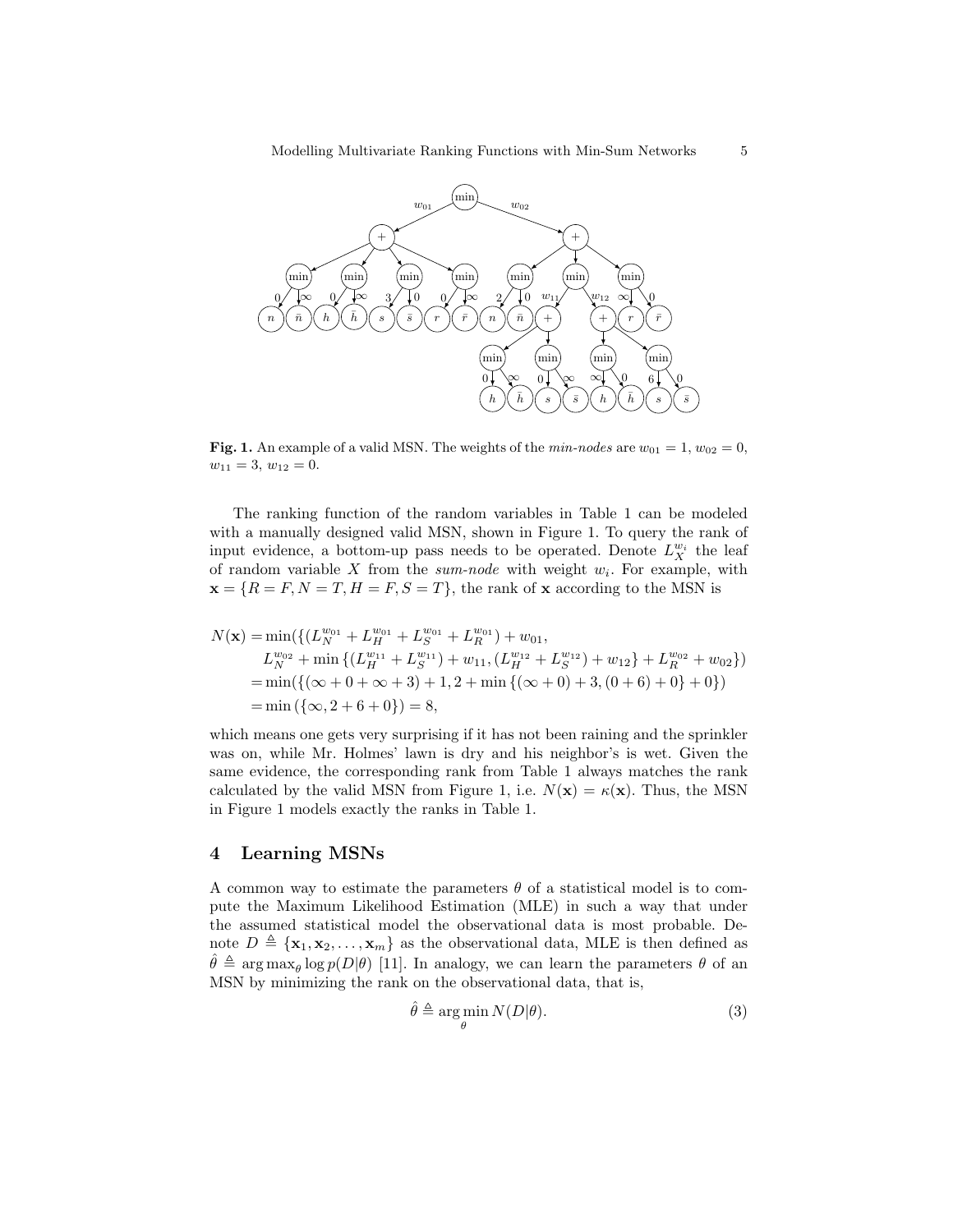**Fig. 1.** An example of a valid MSN. The weights of the *min-nodes* are $w_{01} = 1$, $w_{02} = 0$, $w_{11} = 3$, $w_{12} = 0$.

The ranking function of the random variables in Table 1 can be modeled with a manually designed valid MSN, shown in Figure 1. To query the rank of input evidence, a bottom-up pass needs to be operated. Denote $L_X^{w_i}$ the leaf of random variable $X$ from the *sum-node* with weight $w_i$. For example, with $\mathbf{x} = \{R = F, N = T, H = F, S = T\}$, the rank of $\mathbf{x}$ according to the MSN is

$$
\begin{aligned}
N(\mathbf{x}) &= \min(\{(L_N^{w_{01}} + L_H^{w_{01}} + L_S^{w_{01}} + L_R^{w_{01}}) + w_{01}, \\
&\quad L_N^{w_{02}} + \min\{(L_H^{w_{11}} + L_S^{w_{11}}) + w_{11}, (L_H^{w_{12}} + L_S^{w_{12}}) + w_{12}\} + L_R^{w_{02}} + w_{02}\}) \\
&= \min(\{(\infty + 0 + \infty + 3) + 1, 2 + \min\{(\infty + 0) + 3, (0 + 6) + 0\} + 0\}) \\
&= \min(\{\infty, 2 + 6 + 0\}) = 8,
\end{aligned}
$$

which means one gets very surprising if it has not been raining and the sprinkler was on, while Mr. Holmes' lawn is dry and his neighbor's is wet. Given the same evidence, the corresponding rank from Table 1 always matches the rank calculated by the valid MSN from Figure 1, i.e. $N(\mathbf{x}) = \kappa(\mathbf{x})$. Thus, the MSN in Figure 1 models exactly the ranks in Table 1.

## 4 Learning MSNs

A common way to estimate the parameters $\theta$ of a statistical model is to compute the Maximum Likelihood Estimation (MLE) in such a way that under the assumed statistical model the observational data is most probable. Denote $D \triangleq \{\mathbf{x}_1, \mathbf{x}_2, \dots, \mathbf{x}_m\}$ as the observational data, MLE is then defined as $\hat{\theta} \triangleq \arg\max_\theta \log p(D|\theta)$ [11]. In analogy, we can learn the parameters $\theta$ of an MSN by minimizing the rank on the observational data, that is,

$$
\hat{\theta} \triangleq \arg\min_\theta N(D|\theta). \tag{3}
$$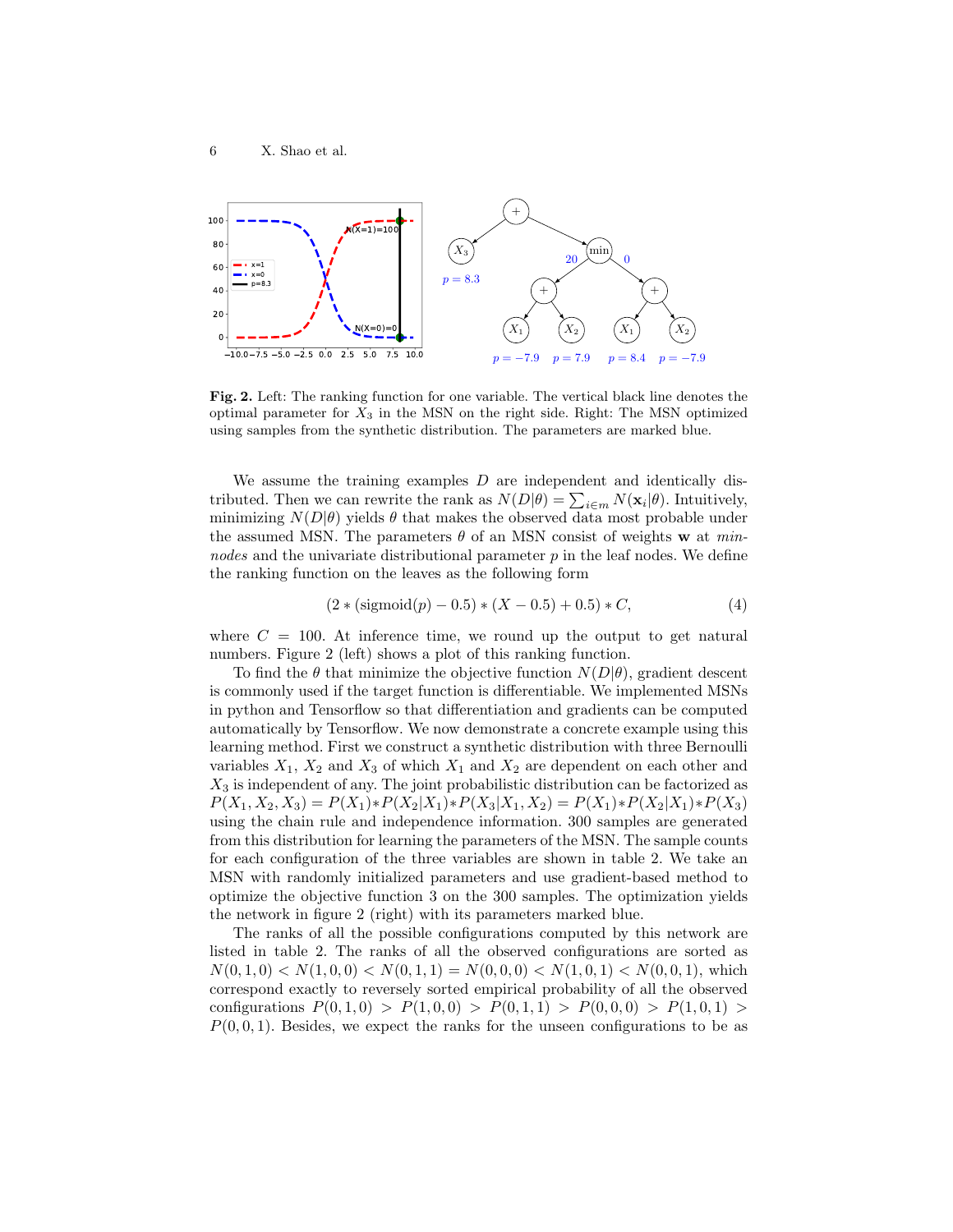**Fig. 2.** Left: The ranking function for one variable. The vertical black line denotes the optimal parameter for $X_3$ in the MSN on the right side. Right: The MSN optimized using samples from the synthetic distribution. The parameters are marked blue.

We assume the training examples $D$ are independent and identically distributed. Then we can rewrite the rank as $N(D|\theta) = \sum_{i \in m} N(\mathbf{x}_i|\theta)$. Intuitively, minimizing $N(D|\theta)$ yields $\theta$ that makes the observed data most probable under the assumed MSN. The parameters $\theta$ of an MSN consist of weights $\mathbf{w}$ at *min-nodes* and the univariate distributional parameter $p$ in the leaf nodes. We define the ranking function on the leaves as the following form

$$(2 * (\text{sigmoid}(p) - 0.5) * (X - 0.5) + 0.5) * C, \tag{4}$$

where $C = 100$. At inference time, we round up the output to get natural numbers. Figure 2 (left) shows a plot of this ranking function.

To find the $\theta$ that minimize the objective function $N(D|\theta)$, gradient descent is commonly used if the target function is differentiable. We implemented MSNs in python and Tensorflow so that differentiation and gradients can be computed automatically by Tensorflow. We now demonstrate a concrete example using this learning method. First we construct a synthetic distribution with three Bernoulli variables $X_1$, $X_2$ and $X_3$ of which $X_1$ and $X_2$ are dependent on each other and $X_3$ is independent of any. The joint probabilistic distribution can be factorized as $P(X_1, X_2, X_3) = P(X_1) * P(X_2|X_1) * P(X_3|X_1, X_2) = P(X_1) * P(X_2|X_1) * P(X_3)$ using the chain rule and independence information. 300 samples are generated from this distribution for learning the parameters of the MSN. The sample counts for each configuration of the three variables are shown in table 2. We take an MSN with randomly initialized parameters and use gradient-based method to optimize the objective function 3 on the 300 samples. The optimization yields the network in figure 2 (right) with its parameters marked blue.

The ranks of all the possible configurations computed by this network are listed in table 2. The ranks of all the observed configurations are sorted as $N(0, 1, 0) < N(1, 0, 0) < N(0, 1, 1) = N(0, 0, 0) < N(1, 0, 1) < N(0, 0, 1)$, which correspond exactly to reversely sorted empirical probability of all the observed configurations $P(0, 1, 0) > P(1, 0, 0) > P(0, 1, 1) > P(0, 0, 0) > P(1, 0, 1) > P(0, 0, 1)$. Besides, we expect the ranks for the unseen configurations to be as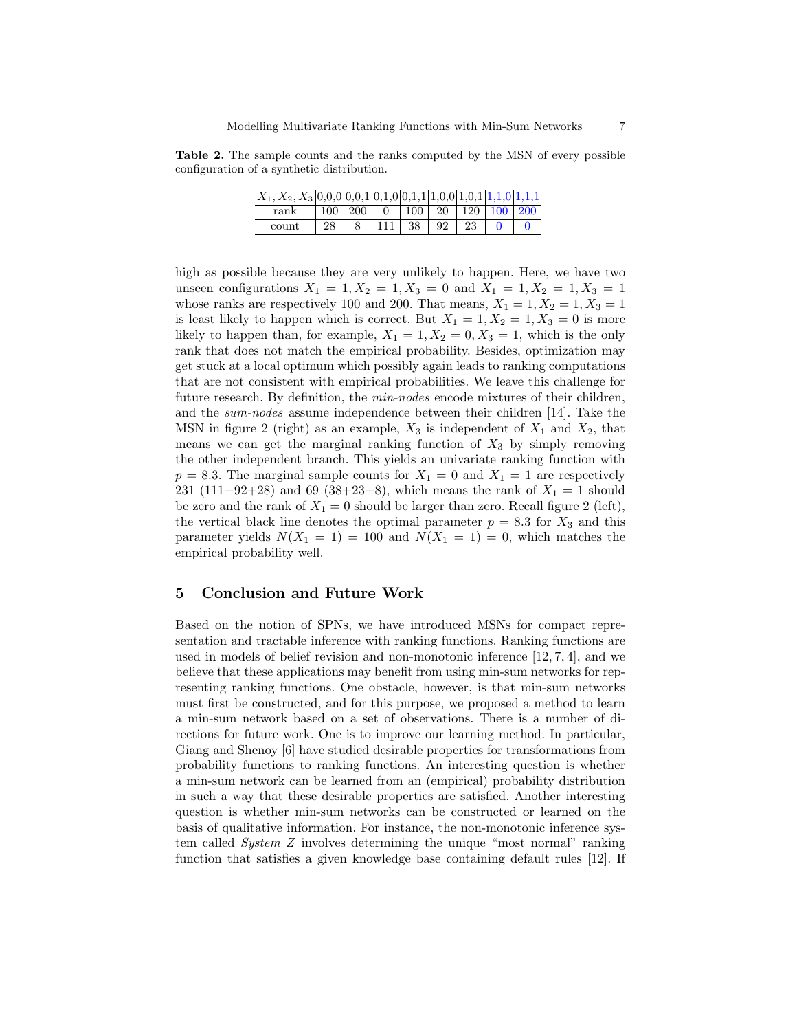**Table 2.** The sample counts and the ranks computed by the MSN of every possible configuration of a synthetic distribution.

| $X_1, X_2, X_3$ | 0,0,0 | 0,0,1 | 0,1,0 | 0,1,1 | 1,0,0 | 1,0,1 | 1,1,0 | 1,1,1 |
|---|---|---|---|---|---|---|---|---|
| rank | 100 | 200 | 0 | 100 | 20 | 120 | 100 | 200 |
| count | 28 | 8 | 111 | 38 | 92 | 23 | 0 | 0 |

high as possible because they are very unlikely to happen. Here, we have two unseen configurations $X_1 = 1, X_2 = 1, X_3 = 0$ and $X_1 = 1, X_2 = 1, X_3 = 1$ whose ranks are respectively 100 and 200. That means, $X_1 = 1, X_2 = 1, X_3 = 1$ is least likely to happen which is correct. But $X_1 = 1, X_2 = 1, X_3 = 0$ is more likely to happen than, for example, $X_1 = 1, X_2 = 0, X_3 = 1$, which is the only rank that does not match the empirical probability. Besides, optimization may get stuck at a local optimum which possibly again leads to ranking computations that are not consistent with empirical probabilities. We leave this challenge for future research. By definition, the *min-nodes* encode mixtures of their children, and the *sum-nodes* assume independence between their children [14]. Take the MSN in figure 2 (right) as an example, $X_3$ is independent of $X_1$ and $X_2$, that means we can get the marginal ranking function of $X_3$ by simply removing the other independent branch. This yields an univariate ranking function with $p = 8.3$. The marginal sample counts for $X_1 = 0$ and $X_1 = 1$ are respectively 231 (111+92+28) and 69 (38+23+8), which means the rank of $X_1 = 1$ should be zero and the rank of $X_1 = 0$ should be larger than zero. Recall figure 2 (left), the vertical black line denotes the optimal parameter $p = 8.3$ for $X_3$ and this parameter yields $N(X_1 = 1) = 100$ and $N(X_1 = 1) = 0$, which matches the empirical probability well.

## 5 Conclusion and Future Work

Based on the notion of SPNs, we have introduced MSNs for compact representation and tractable inference with ranking functions. Ranking functions are used in models of belief revision and non-monotonic inference [12, 7, 4], and we believe that these applications may benefit from using min-sum networks for representing ranking functions. One obstacle, however, is that min-sum networks must first be constructed, and for this purpose, we proposed a method to learn a min-sum network based on a set of observations. There is a number of directions for future work. One is to improve our learning method. In particular, Giang and Shenoy [6] have studied desirable properties for transformations from probability functions to ranking functions. An interesting question is whether a min-sum network can be learned from an (empirical) probability distribution in such a way that these desirable properties are satisfied. Another interesting question is whether min-sum networks can be constructed or learned on the basis of qualitative information. For instance, the non-monotonic inference system called *System Z* involves determining the unique "most normal" ranking function that satisfies a given knowledge base containing default rules [12]. If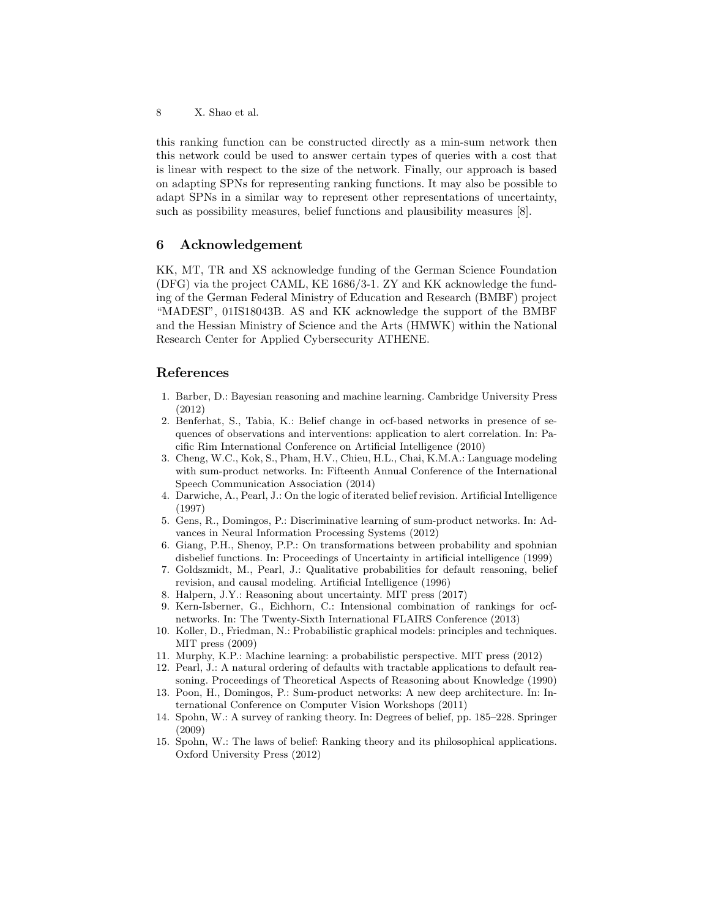this ranking function can be constructed directly as a min-sum network then this network could be used to answer certain types of queries with a cost that is linear with respect to the size of the network. Finally, our approach is based on adapting SPNs for representing ranking functions. It may also be possible to adapt SPNs in a similar way to represent other representations of uncertainty, such as possibility measures, belief functions and plausibility measures [8].

## 6 Acknowledgement

KK, MT, TR and XS acknowledge funding of the German Science Foundation (DFG) via the project CAML, KE 1686/3-1. ZY and KK acknowledge the funding of the German Federal Ministry of Education and Research (BMBF) project "MADESI", 01IS18043B. AS and KK acknowledge the support of the BMBF and the Hessian Ministry of Science and the Arts (HMWK) within the National Research Center for Applied Cybersecurity ATHENE.

## References

1. Barber, D.: Bayesian reasoning and machine learning. Cambridge University Press (2012)
2. Benferhat, S., Tabia, K.: Belief change in ocf-based networks in presence of sequences of observations and interventions: application to alert correlation. In: Pacific Rim International Conference on Artificial Intelligence (2010)
3. Cheng, W.C., Kok, S., Pham, H.V., Chieu, H.L., Chai, K.M.A.: Language modeling with sum-product networks. In: Fifteenth Annual Conference of the International Speech Communication Association (2014)
4. Darwiche, A., Pearl, J.: On the logic of iterated belief revision. Artificial Intelligence (1997)
5. Gens, R., Domingos, P.: Discriminative learning of sum-product networks. In: Advances in Neural Information Processing Systems (2012)
6. Giang, P.H., Shenoy, P.P.: On transformations between probability and spohnian disbelief functions. In: Proceedings of Uncertainty in artificial intelligence (1999)
7. Goldszmidt, M., Pearl, J.: Qualitative probabilities for default reasoning, belief revision, and causal modeling. Artificial Intelligence (1996)
8. Halpern, J.Y.: Reasoning about uncertainty. MIT press (2017)
9. Kern-Isberner, G., Eichhorn, C.: Intensional combination of rankings for ocf-networks. In: The Twenty-Sixth International FLAIRS Conference (2013)
10. Koller, D., Friedman, N.: Probabilistic graphical models: principles and techniques. MIT press (2009)
11. Murphy, K.P.: Machine learning: a probabilistic perspective. MIT press (2012)
12. Pearl, J.: A natural ordering of defaults with tractable applications to default reasoning. Proceedings of Theoretical Aspects of Reasoning about Knowledge (1990)
13. Poon, H., Domingos, P.: Sum-product networks: A new deep architecture. In: International Conference on Computer Vision Workshops (2011)
14. Spohn, W.: A survey of ranking theory. In: Degrees of belief, pp. 185–228. Springer (2009)
15. Spohn, W.: The laws of belief: Ranking theory and its philosophical applications. Oxford University Press (2012)